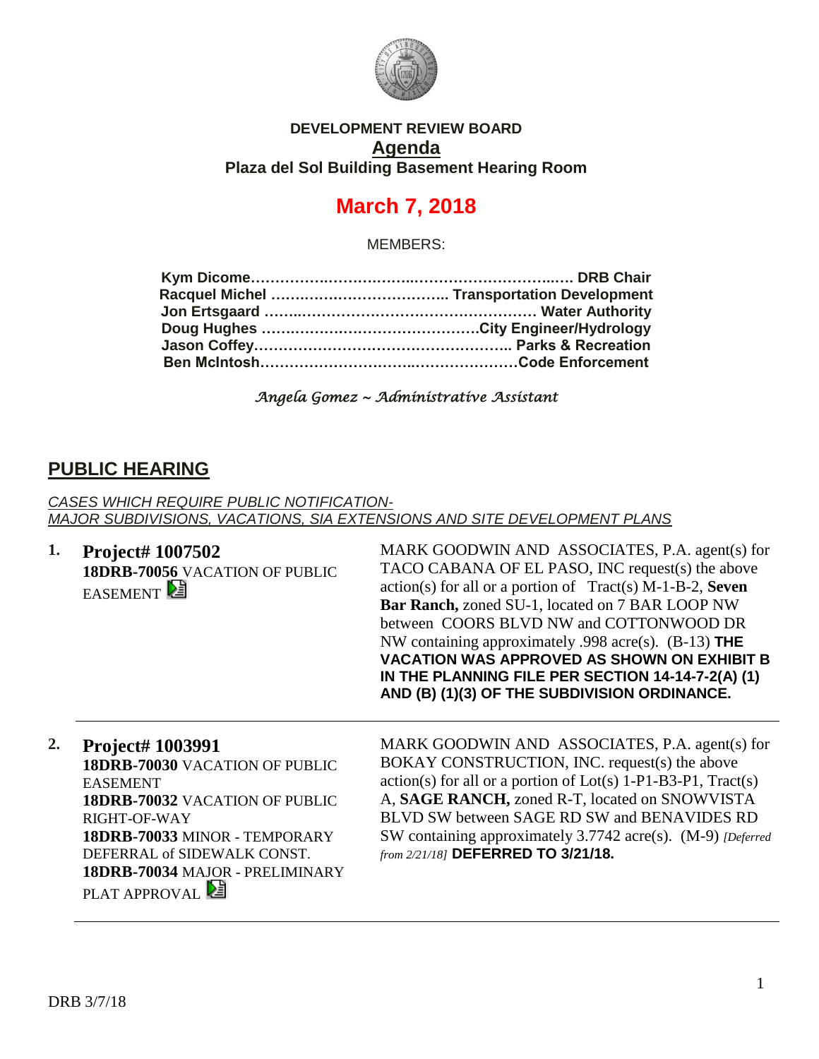**DEVELOPMENT REVIEW BOARD**

# Agenda

**Plaza del Sol Building Basement Hearing Room**

## March 7, 2018

MEMBERS:

**Kym Dicome……………………………………………………… DRB Chair**
**Racquel Michel ……………………………… Transportation Development**
**Jon Ertsgaard ……………………………………………… Water Authority**
**Doug Hughes ………………………………………City Engineer/Hydrology**
**Jason Coffey……………………………………………… Parks & Recreation**
**Ben McIntosh………………………………………………Code Enforcement**

*Angela Gomez ~ Administrative Assistant*

## PUBLIC HEARING

*CASES WHICH REQUIRE PUBLIC NOTIFICATION-*
*MAJOR SUBDIVISIONS, VACATIONS, SIA EXTENSIONS AND SITE DEVELOPMENT PLANS*

**1. Project# 1007502**
**18DRB-70056** VACATION OF PUBLIC EASEMENT

MARK GOODWIN AND ASSOCIATES, P.A. agent(s) for TACO CABANA OF EL PASO, INC request(s) the above action(s) for all or a portion of Tract(s) M-1-B-2, **Seven Bar Ranch,** zoned SU-1, located on 7 BAR LOOP NW between COORS BLVD NW and COTTONWOOD DR NW containing approximately .998 acre(s). (B-13) **THE VACATION WAS APPROVED AS SHOWN ON EXHIBIT B IN THE PLANNING FILE PER SECTION 14-14-7-2(A) (1) AND (B) (1)(3) OF THE SUBDIVISION ORDINANCE.**

---

**2. Project# 1003991**
**18DRB-70030** VACATION OF PUBLIC EASEMENT
**18DRB-70032** VACATION OF PUBLIC RIGHT-OF-WAY
**18DRB-70033** MINOR - TEMPORARY DEFERRAL of SIDEWALK CONST.
**18DRB-70034** MAJOR - PRELIMINARY PLAT APPROVAL

MARK GOODWIN AND ASSOCIATES, P.A. agent(s) for BOKAY CONSTRUCTION, INC. request(s) the above action(s) for all or a portion of Lot(s) 1-P1-B3-P1, Tract(s) A, **SAGE RANCH,** zoned R-T, located on SNOWVISTA BLVD SW between SAGE RD SW and BENAVIDES RD SW containing approximately 3.7742 acre(s). (M-9) *[Deferred from 2/21/18]* **DEFERRED TO 3/21/18.**

---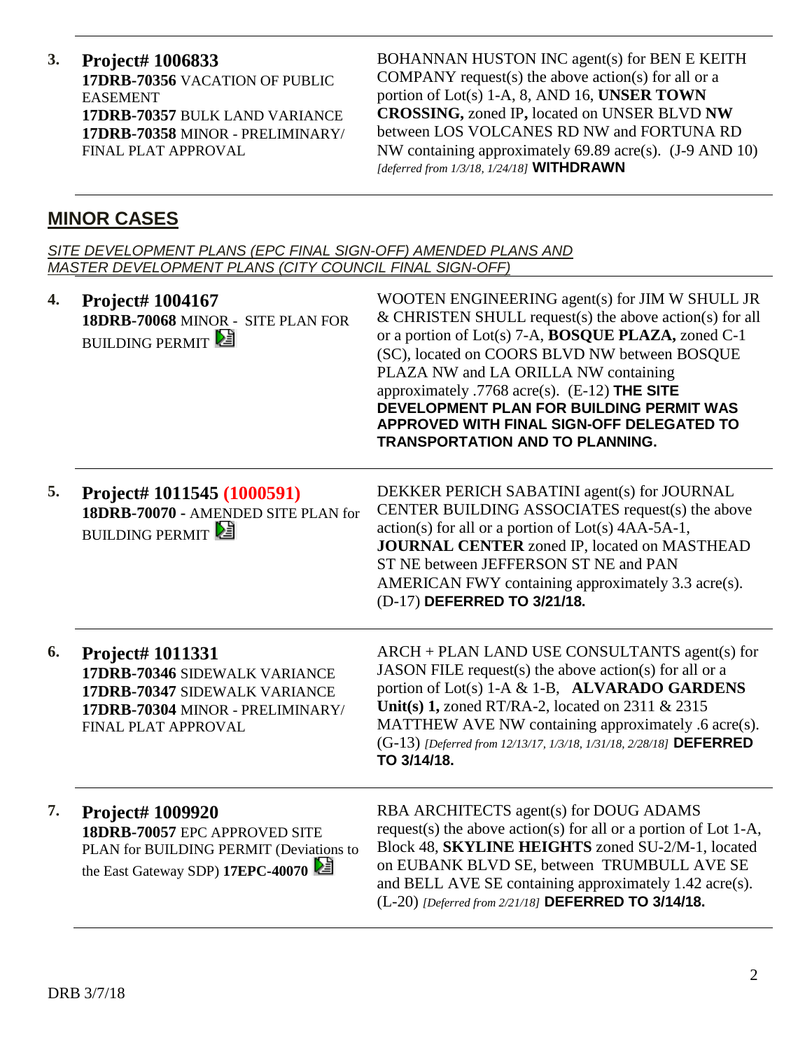**3.** **Project# 1006833**
**17DRB-70356** VACATION OF PUBLIC EASEMENT
**17DRB-70357** BULK LAND VARIANCE
**17DRB-70358** MINOR - PRELIMINARY/ FINAL PLAT APPROVAL

BOHANNAN HUSTON INC agent(s) for BEN E KEITH COMPANY request(s) the above action(s) for all or a portion of Lot(s) 1-A, 8, AND 16, **UNSER TOWN CROSSING,** zoned IP**,** located on UNSER BLVD **NW** between LOS VOLCANES RD NW and FORTUNA RD NW containing approximately 69.89 acre(s). (J-9 AND 10) *[deferred from 1/3/18, 1/24/18]* **WITHDRAWN**

## MINOR CASES

*SITE DEVELOPMENT PLANS (EPC FINAL SIGN-OFF) AMENDED PLANS AND MASTER DEVELOPMENT PLANS (CITY COUNCIL FINAL SIGN-OFF)*

**4.** **Project# 1004167**
**18DRB-70068** MINOR - SITE PLAN FOR BUILDING PERMIT

WOOTEN ENGINEERING agent(s) for JIM W SHULL JR & CHRISTEN SHULL request(s) the above action(s) for all or a portion of Lot(s) 7-A, **BOSQUE PLAZA,** zoned C-1 (SC), located on COORS BLVD NW between BOSQUE PLAZA NW and LA ORILLA NW containing approximately .7768 acre(s). (E-12) **THE SITE DEVELOPMENT PLAN FOR BUILDING PERMIT WAS APPROVED WITH FINAL SIGN-OFF DELEGATED TO TRANSPORTATION AND TO PLANNING.**

**5.** **Project# 1011545 (1000591)**
**18DRB-70070 -** AMENDED SITE PLAN for BUILDING PERMIT

DEKKER PERICH SABATINI agent(s) for JOURNAL CENTER BUILDING ASSOCIATES request(s) the above action(s) for all or a portion of Lot(s) 4AA-5A-1, **JOURNAL CENTER** zoned IP, located on MASTHEAD ST NE between JEFFERSON ST NE and PAN AMERICAN FWY containing approximately 3.3 acre(s). (D-17) **DEFERRED TO 3/21/18.**

**6.** **Project# 1011331**
**17DRB-70346** SIDEWALK VARIANCE
**17DRB-70347** SIDEWALK VARIANCE
**17DRB-70304** MINOR - PRELIMINARY/ FINAL PLAT APPROVAL

ARCH + PLAN LAND USE CONSULTANTS agent(s) for JASON FILE request(s) the above action(s) for all or a portion of Lot(s) 1-A & 1-B, **ALVARADO GARDENS Unit(s) 1,** zoned RT/RA-2, located on 2311 & 2315 MATTHEW AVE NW containing approximately .6 acre(s). (G-13) *[Deferred from 12/13/17, 1/3/18, 1/31/18, 2/28/18]* **DEFERRED TO 3/14/18.**

**7.** **Project# 1009920**
**18DRB-70057** EPC APPROVED SITE PLAN for BUILDING PERMIT (Deviations to the East Gateway SDP) **17EPC-40070**

RBA ARCHITECTS agent(s) for DOUG ADAMS request(s) the above action(s) for all or a portion of Lot 1-A, Block 48, **SKYLINE HEIGHTS** zoned SU-2/M-1, located on EUBANK BLVD SE, between TRUMBULL AVE SE and BELL AVE SE containing approximately 1.42 acre(s). (L-20) *[Deferred from 2/21/18]* **DEFERRED TO 3/14/18.**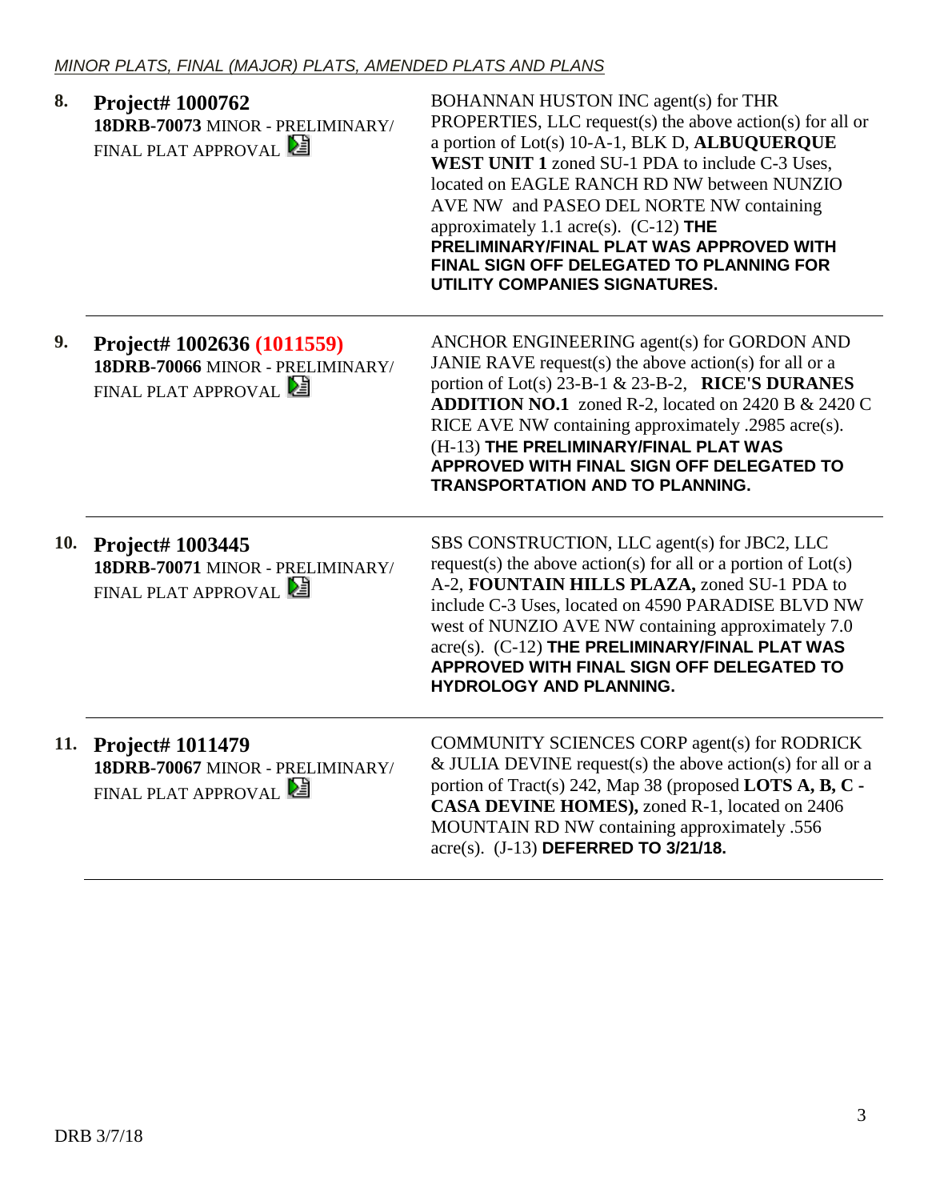*MINOR PLATS, FINAL (MAJOR) PLATS, AMENDED PLATS AND PLANS*

| | | |
|---|---|---|
| 8. | **Project# 1000762**<br>**18DRB-70073** MINOR - PRELIMINARY/ FINAL PLAT APPROVAL | BOHANNAN HUSTON INC agent(s) for THR PROPERTIES, LLC request(s) the above action(s) for all or a portion of Lot(s) 10-A-1, BLK D, **ALBUQUERQUE WEST UNIT 1** zoned SU-1 PDA to include C-3 Uses, located on EAGLE RANCH RD NW between NUNZIO AVE NW and PASEO DEL NORTE NW containing approximately 1.1 acre(s). (C-12) **THE PRELIMINARY/FINAL PLAT WAS APPROVED WITH FINAL SIGN OFF DELEGATED TO PLANNING FOR UTILITY COMPANIES SIGNATURES.** |
| 9. | **Project# 1002636 (1011559)**<br>**18DRB-70066** MINOR - PRELIMINARY/ FINAL PLAT APPROVAL | ANCHOR ENGINEERING agent(s) for GORDON AND JANIE RAVE request(s) the above action(s) for all or a portion of Lot(s) 23-B-1 & 23-B-2, **RICE'S DURANES ADDITION NO.1** zoned R-2, located on 2420 B & 2420 C RICE AVE NW containing approximately .2985 acre(s). (H-13) **THE PRELIMINARY/FINAL PLAT WAS APPROVED WITH FINAL SIGN OFF DELEGATED TO TRANSPORTATION AND TO PLANNING.** |
| 10. | **Project# 1003445**<br>**18DRB-70071** MINOR - PRELIMINARY/ FINAL PLAT APPROVAL | SBS CONSTRUCTION, LLC agent(s) for JBC2, LLC request(s) the above action(s) for all or a portion of Lot(s) A-2, **FOUNTAIN HILLS PLAZA,** zoned SU-1 PDA to include C-3 Uses, located on 4590 PARADISE BLVD NW west of NUNZIO AVE NW containing approximately 7.0 acre(s). (C-12) **THE PRELIMINARY/FINAL PLAT WAS APPROVED WITH FINAL SIGN OFF DELEGATED TO HYDROLOGY AND PLANNING.** |
| 11. | **Project# 1011479**<br>**18DRB-70067** MINOR - PRELIMINARY/ FINAL PLAT APPROVAL | COMMUNITY SCIENCES CORP agent(s) for RODRICK & JULIA DEVINE request(s) the above action(s) for all or a portion of Tract(s) 242, Map 38 (proposed **LOTS A, B, C - CASA DEVINE HOMES),** zoned R-1, located on 2406 MOUNTAIN RD NW containing approximately .556 acre(s). (J-13) **DEFERRED TO 3/21/18.** |

DRB 3/7/18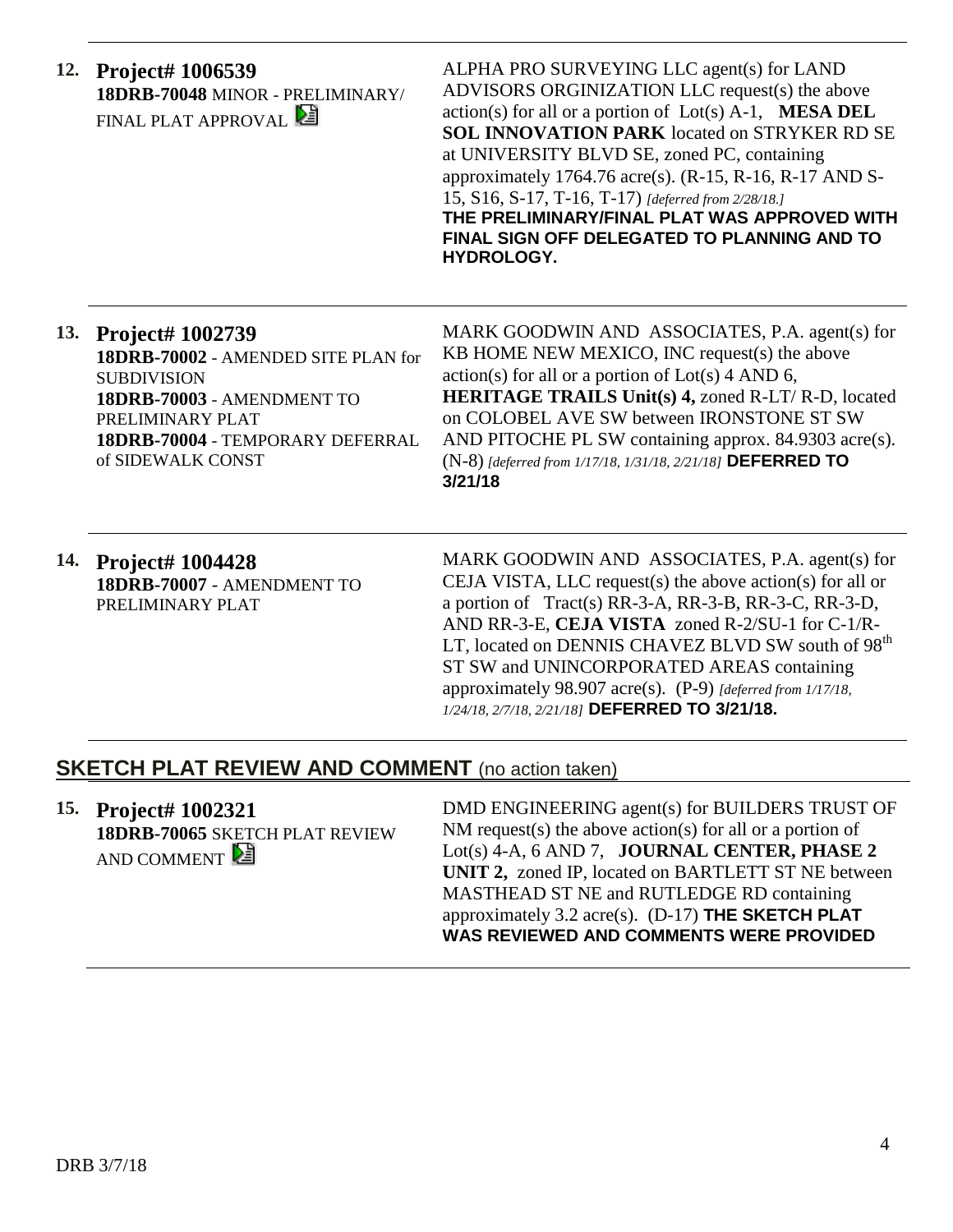**12. Project# 1006539**
**18DRB-70048** MINOR - PRELIMINARY/ FINAL PLAT APPROVAL

ALPHA PRO SURVEYING LLC agent(s) for LAND ADVISORS ORGINIZATION LLC request(s) the above action(s) for all or a portion of Lot(s) A-1, **MESA DEL SOL INNOVATION PARK** located on STRYKER RD SE at UNIVERSITY BLVD SE, zoned PC, containing approximately 1764.76 acre(s). (R-15, R-16, R-17 AND S-15, S16, S-17, T-16, T-17) *[deferred from 2/28/18.]*
**THE PRELIMINARY/FINAL PLAT WAS APPROVED WITH FINAL SIGN OFF DELEGATED TO PLANNING AND TO HYDROLOGY.**

---

**13. Project# 1002739**
**18DRB-70002** - AMENDED SITE PLAN for SUBDIVISION
**18DRB-70003** - AMENDMENT TO PRELIMINARY PLAT
**18DRB-70004** - TEMPORARY DEFERRAL of SIDEWALK CONST

MARK GOODWIN AND ASSOCIATES, P.A. agent(s) for KB HOME NEW MEXICO, INC request(s) the above action(s) for all or a portion of Lot(s) 4 AND 6, **HERITAGE TRAILS Unit(s) 4,** zoned R-LT/ R-D, located on COLOBEL AVE SW between IRONSTONE ST SW AND PITOCHE PL SW containing approx. 84.9303 acre(s). (N-8) *[deferred from 1/17/18, 1/31/18, 2/21/18]* **DEFERRED TO 3/21/18**

---

**14. Project# 1004428**
**18DRB-70007** - AMENDMENT TO PRELIMINARY PLAT

MARK GOODWIN AND ASSOCIATES, P.A. agent(s) for CEJA VISTA, LLC request(s) the above action(s) for all or a portion of Tract(s) RR-3-A, RR-3-B, RR-3-C, RR-3-D, AND RR-3-E, **CEJA VISTA** zoned R-2/SU-1 for C-1/R-LT, located on DENNIS CHAVEZ BLVD SW south of 98th ST SW and UNINCORPORATED AREAS containing approximately 98.907 acre(s). (P-9) *[deferred from 1/17/18, 1/24/18, 2/7/18, 2/21/18]* **DEFERRED TO 3/21/18.**

---

## SKETCH PLAT REVIEW AND COMMENT (no action taken)

**15. Project# 1002321**
**18DRB-70065** SKETCH PLAT REVIEW AND COMMENT

DMD ENGINEERING agent(s) for BUILDERS TRUST OF NM request(s) the above action(s) for all or a portion of Lot(s) 4-A, 6 AND 7, **JOURNAL CENTER, PHASE 2 UNIT 2,** zoned IP, located on BARTLETT ST NE between MASTHEAD ST NE and RUTLEDGE RD containing approximately 3.2 acre(s). (D-17) **THE SKETCH PLAT WAS REVIEWED AND COMMENTS WERE PROVIDED**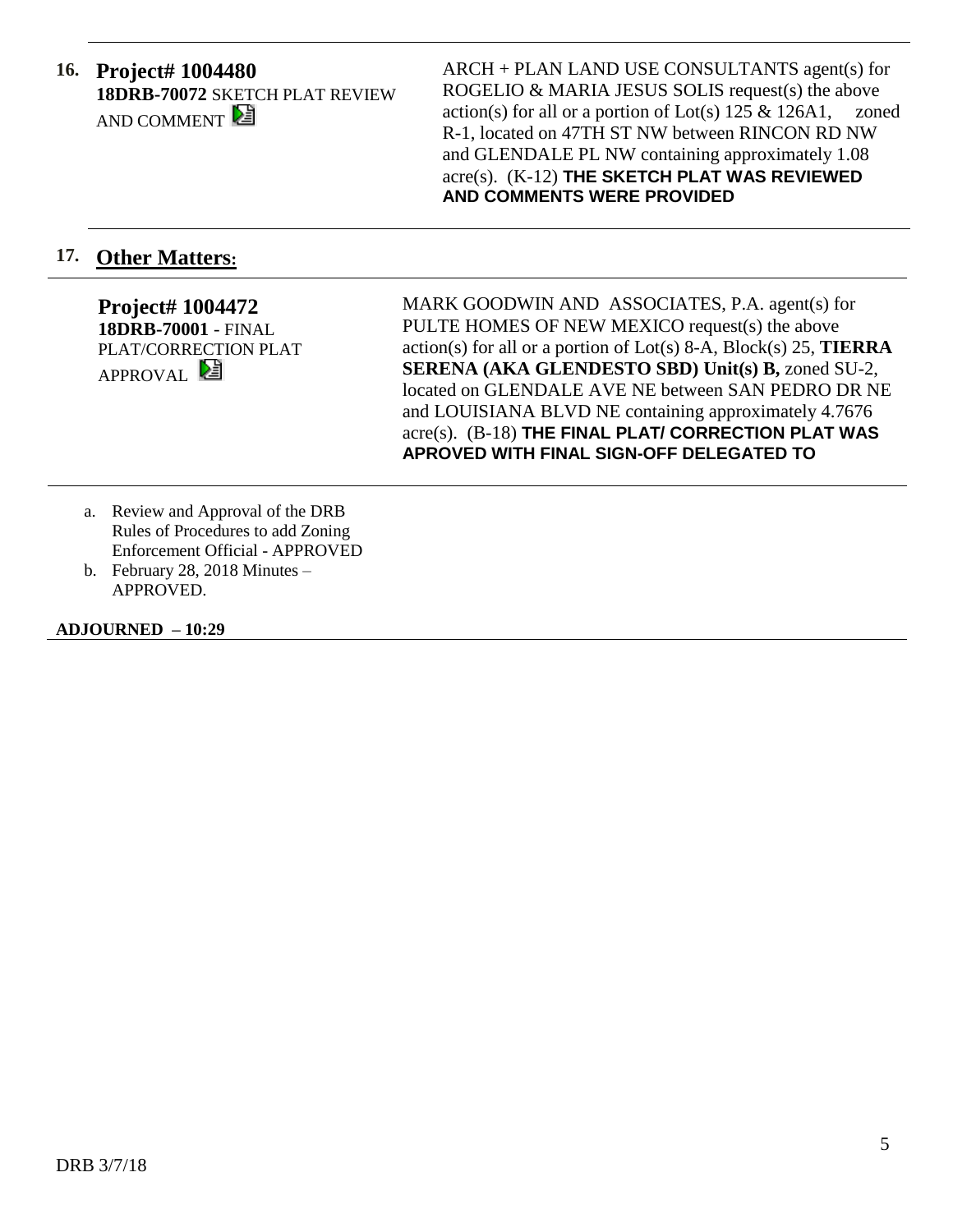**16. Project# 1004480**
**18DRB-70072** SKETCH PLAT REVIEW AND COMMENT

ARCH + PLAN LAND USE CONSULTANTS agent(s) for ROGELIO & MARIA JESUS SOLIS request(s) the above action(s) for all or a portion of Lot(s) 125 & 126A1, zoned R-1, located on 47TH ST NW between RINCON RD NW and GLENDALE PL NW containing approximately 1.08 acre(s). (K-12) **THE SKETCH PLAT WAS REVIEWED AND COMMENTS WERE PROVIDED**

---

## 17. Other Matters:

**Project# 1004472**
**18DRB-70001** - FINAL PLAT/CORRECTION PLAT APPROVAL

MARK GOODWIN AND ASSOCIATES, P.A. agent(s) for PULTE HOMES OF NEW MEXICO request(s) the above action(s) for all or a portion of Lot(s) 8-A, Block(s) 25, **TIERRA SERENA (AKA GLENDESTO SBD) Unit(s) B,** zoned SU-2, located on GLENDALE AVE NE between SAN PEDRO DR NE and LOUISIANA BLVD NE containing approximately 4.7676 acre(s). (B-18) **THE FINAL PLAT/ CORRECTION PLAT WAS APROVED WITH FINAL SIGN-OFF DELEGATED TO**

---

a. Review and Approval of the DRB Rules of Procedures to add Zoning Enforcement Official - APPROVED
b. February 28, 2018 Minutes – APPROVED.

**ADJOURNED – 10:29**